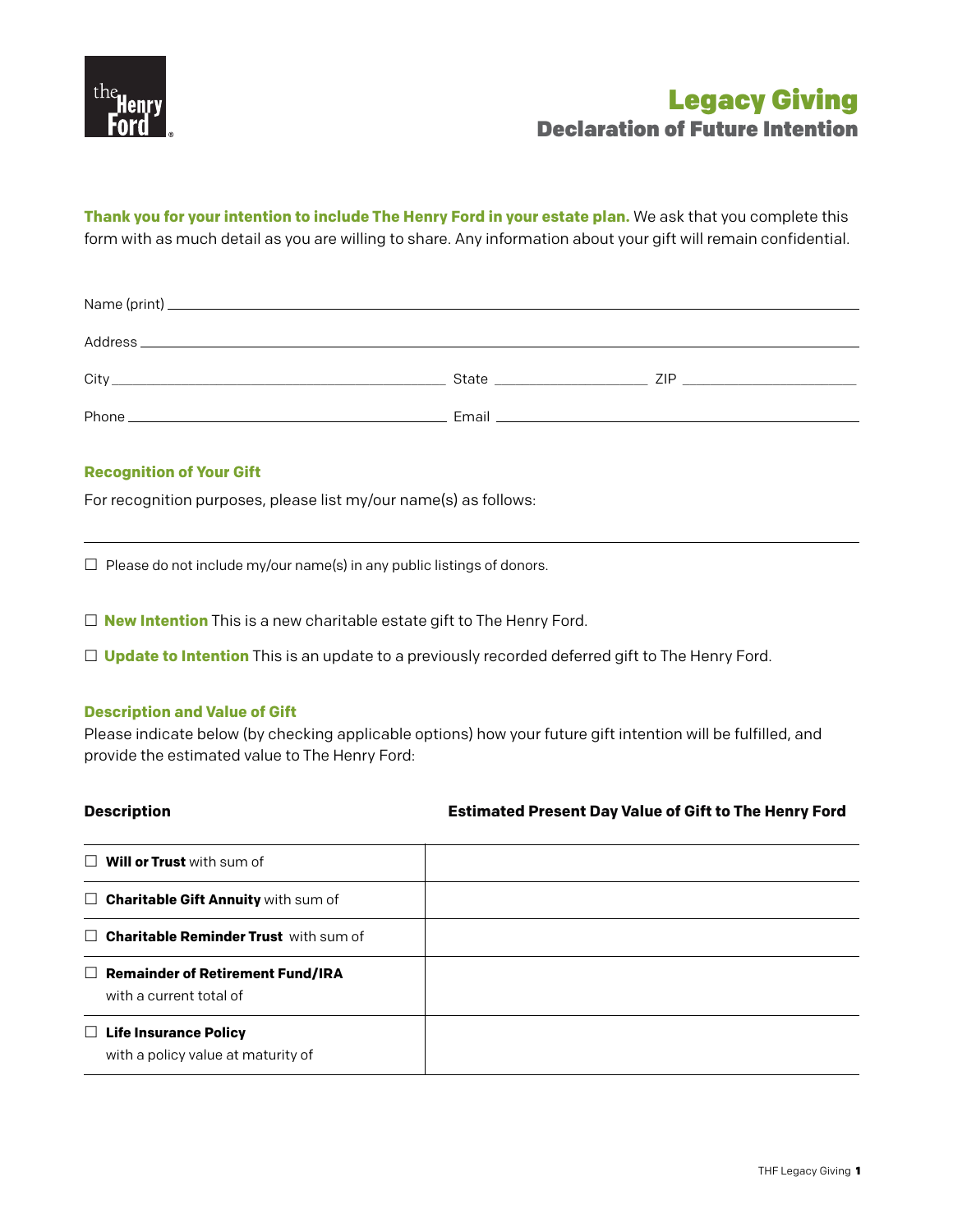# Legacy Giving

## Declaration of Future Intention

**Thank you for your intention to include The Henry Ford in your estate plan.** We ask that you complete this form with as much detail as you are willing to share. Any information about your gift will remain confidential.

Name (print) ______________________________________________

Address ______________________________________________

City ______________________ State ____________ ZIP ____________

Phone ______________________ Email ______________________

### Recognition of Your Gift

For recognition purposes, please list my/our name(s) as follows:

______________________________________________

☐ Please do not include my/our name(s) in any public listings of donors.

☐ **New Intention** This is a new charitable estate gift to The Henry Ford.

☐ **Update to Intention** This is an update to a previously recorded deferred gift to The Henry Ford.

### Description and Value of Gift

Please indicate below (by checking applicable options) how your future gift intention will be fulfilled, and provide the estimated value to The Henry Ford:

| Description | Estimated Present Day Value of Gift to The Henry Ford |
|---|---|
| ☐ **Will or Trust** with sum of | |
| ☐ **Charitable Gift Annuity** with sum of | |
| ☐ **Charitable Reminder Trust** with sum of | |
| ☐ **Remainder of Retirement Fund/IRA** with a current total of | |
| ☐ **Life Insurance Policy** with a policy value at maturity of | |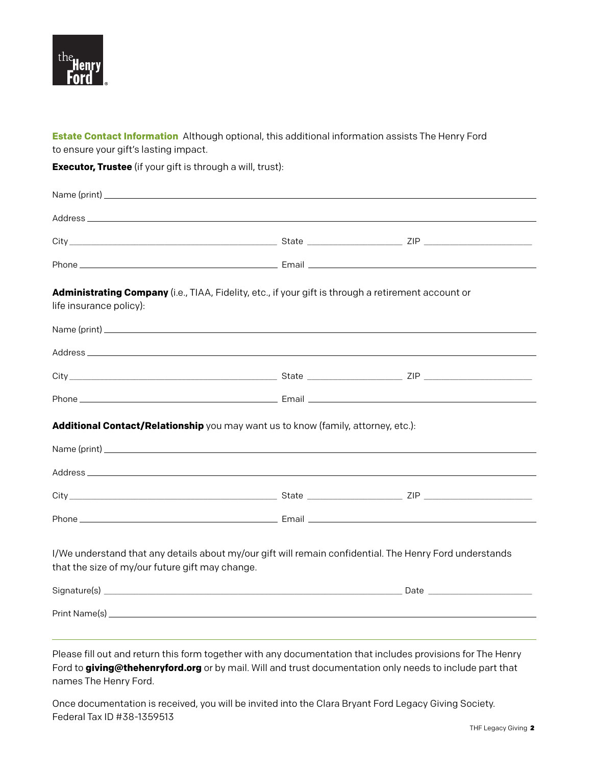the Henry Ford®

**Estate Contact Information** Although optional, this additional information assists The Henry Ford to ensure your gift's lasting impact.

**Executor, Trustee** (if your gift is through a will, trust):

Name (print) ______________________________

Address ______________________________

City ______________________________ State ______________ ZIP ______________

Phone ______________________________ Email ______________________________

**Administrating Company** (i.e., TIAA, Fidelity, etc., if your gift is through a retirement account or life insurance policy):

Name (print) ______________________________

Address ______________________________

City ______________________________ State ______________ ZIP ______________

Phone ______________________________ Email ______________________________

**Additional Contact/Relationship** you may want us to know (family, attorney, etc.):

Name (print) ______________________________

Address ______________________________

City ______________________________ State ______________ ZIP ______________

Phone ______________________________ Email ______________________________

I/We understand that any details about my/our gift will remain confidential. The Henry Ford understands that the size of my/our future gift may change.

Signature(s) ______________________________ Date ______________

Print Name(s) ______________________________

---

Please fill out and return this form together with any documentation that includes provisions for The Henry Ford to **giving@thehenryford.org** or by mail. Will and trust documentation only needs to include part that names The Henry Ford.

Once documentation is received, you will be invited into the Clara Bryant Ford Legacy Giving Society. Federal Tax ID #38-1359513